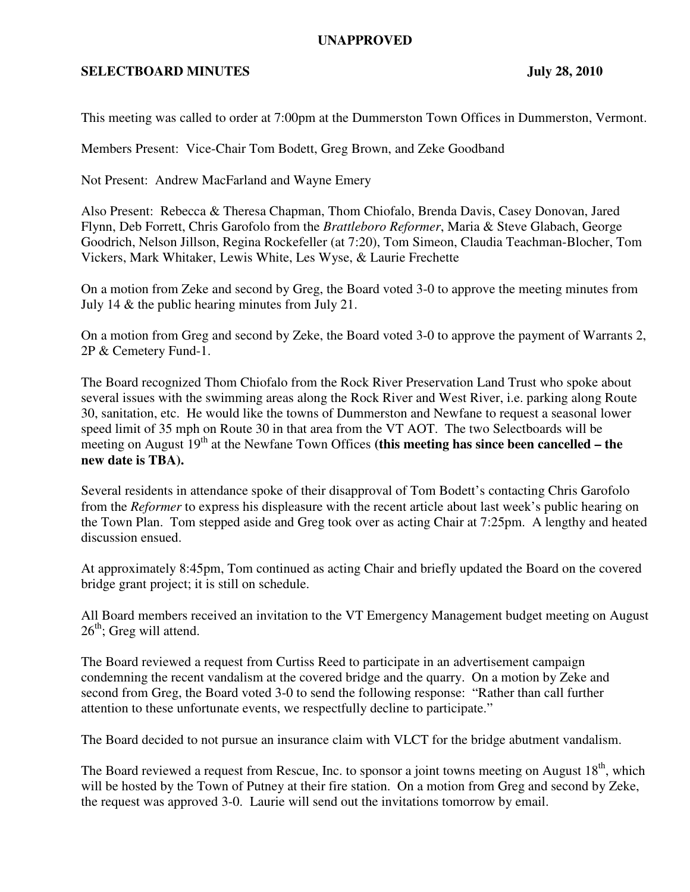**UNAPPROVED**

**SELECTBOARD MINUTES July 28, 2010**

This meeting was called to order at 7:00pm at the Dummerston Town Offices in Dummerston, Vermont.

Members Present: Vice-Chair Tom Bodett, Greg Brown, and Zeke Goodband

Not Present: Andrew MacFarland and Wayne Emery

Also Present: Rebecca & Theresa Chapman, Thom Chiofalo, Brenda Davis, Casey Donovan, Jared Flynn, Deb Forrett, Chris Garofolo from the *Brattleboro Reformer*, Maria & Steve Glabach, George Goodrich, Nelson Jillson, Regina Rockefeller (at 7:20), Tom Simeon, Claudia Teachman-Blocher, Tom Vickers, Mark Whitaker, Lewis White, Les Wyse, & Laurie Frechette

On a motion from Zeke and second by Greg, the Board voted 3-0 to approve the meeting minutes from July 14 & the public hearing minutes from July 21.

On a motion from Greg and second by Zeke, the Board voted 3-0 to approve the payment of Warrants 2, 2P & Cemetery Fund-1.

The Board recognized Thom Chiofalo from the Rock River Preservation Land Trust who spoke about several issues with the swimming areas along the Rock River and West River, i.e. parking along Route 30, sanitation, etc. He would like the towns of Dummerston and Newfane to request a seasonal lower speed limit of 35 mph on Route 30 in that area from the VT AOT. The two Selectboards will be meeting on August 19th at the Newfane Town Offices (**this meeting has since been cancelled – the new date is TBA).**

Several residents in attendance spoke of their disapproval of Tom Bodett's contacting Chris Garofolo from the *Reformer* to express his displeasure with the recent article about last week's public hearing on the Town Plan. Tom stepped aside and Greg took over as acting Chair at 7:25pm. A lengthy and heated discussion ensued.

At approximately 8:45pm, Tom continued as acting Chair and briefly updated the Board on the covered bridge grant project; it is still on schedule.

All Board members received an invitation to the VT Emergency Management budget meeting on August 26th; Greg will attend.

The Board reviewed a request from Curtiss Reed to participate in an advertisement campaign condemning the recent vandalism at the covered bridge and the quarry. On a motion by Zeke and second from Greg, the Board voted 3-0 to send the following response: "Rather than call further attention to these unfortunate events, we respectfully decline to participate."

The Board decided to not pursue an insurance claim with VLCT for the bridge abutment vandalism.

The Board reviewed a request from Rescue, Inc. to sponsor a joint towns meeting on August 18th, which will be hosted by the Town of Putney at their fire station. On a motion from Greg and second by Zeke, the request was approved 3-0. Laurie will send out the invitations tomorrow by email.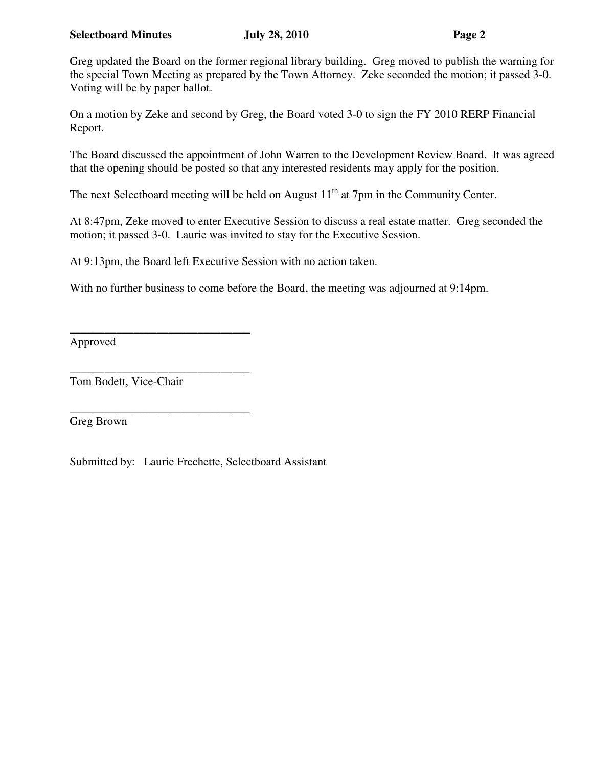Greg updated the Board on the former regional library building. Greg moved to publish the warning for the special Town Meeting as prepared by the Town Attorney. Zeke seconded the motion; it passed 3-0. Voting will be by paper ballot.

On a motion by Zeke and second by Greg, the Board voted 3-0 to sign the FY 2010 RERP Financial Report.

The Board discussed the appointment of John Warren to the Development Review Board. It was agreed that the opening should be posted so that any interested residents may apply for the position.

The next Selectboard meeting will be held on August 11th at 7pm in the Community Center.

At 8:47pm, Zeke moved to enter Executive Session to discuss a real estate matter. Greg seconded the motion; it passed 3-0. Laurie was invited to stay for the Executive Session.

At 9:13pm, the Board left Executive Session with no action taken.

With no further business to come before the Board, the meeting was adjourned at 9:14pm.

_______________________________
Approved

_______________________________
Tom Bodett, Vice-Chair

_______________________________
Greg Brown

Submitted by: Laurie Frechette, Selectboard Assistant